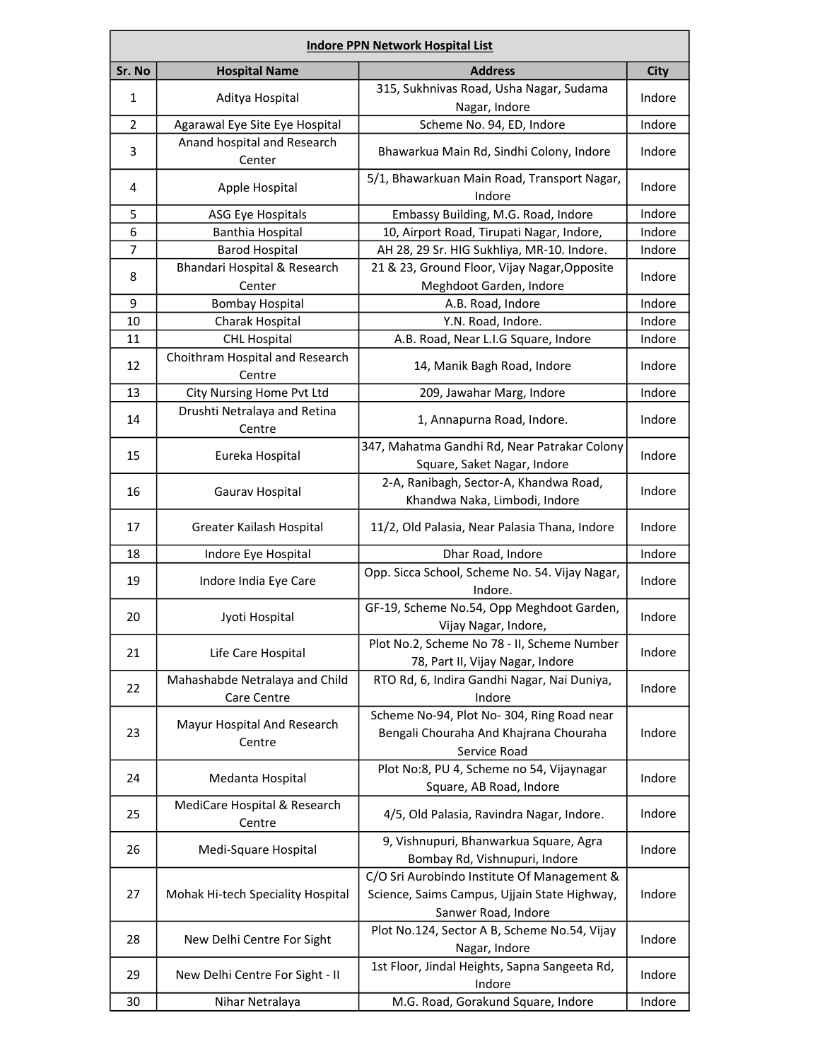| Indore PPN Network Hospital List | | | |
|---|---|---|---|
| **Sr. No** | **Hospital Name** | **Address** | **City** |
| 1 | Aditya Hospital | 315, Sukhnivas Road, Usha Nagar, Sudama Nagar, Indore | Indore |
| 2 | Agarawal Eye Site Eye Hospital | Scheme No. 94, ED, Indore | Indore |
| 3 | Anand hospital and Research Center | Bhawarkua Main Rd, Sindhi Colony, Indore | Indore |
| 4 | Apple Hospital | 5/1, Bhawarkuan Main Road, Transport Nagar, Indore | Indore |
| 5 | ASG Eye Hospitals | Embassy Building, M.G. Road, Indore | Indore |
| 6 | Banthia Hospital | 10, Airport Road, Tirupati Nagar, Indore, | Indore |
| 7 | Barod Hospital | AH 28, 29 Sr. HIG Sukhliya, MR-10. Indore. | Indore |
| 8 | Bhandari Hospital & Research Center | 21 & 23, Ground Floor, Vijay Nagar,Opposite Meghdoot Garden, Indore | Indore |
| 9 | Bombay Hospital | A.B. Road, Indore | Indore |
| 10 | Charak Hospital | Y.N. Road, Indore. | Indore |
| 11 | CHL Hospital | A.B. Road, Near L.I.G Square, Indore | Indore |
| 12 | Choithram Hospital and Research Centre | 14, Manik Bagh Road, Indore | Indore |
| 13 | City Nursing Home Pvt Ltd | 209, Jawahar Marg, Indore | Indore |
| 14 | Drushti Netralaya and Retina Centre | 1, Annapurna Road, Indore. | Indore |
| 15 | Eureka Hospital | 347, Mahatma Gandhi Rd, Near Patrakar Colony Square, Saket Nagar, Indore | Indore |
| 16 | Gaurav Hospital | 2-A, Ranibagh, Sector-A, Khandwa Road, Khandwa Naka, Limbodi, Indore | Indore |
| 17 | Greater Kailash Hospital | 11/2, Old Palasia, Near Palasia Thana, Indore | Indore |
| 18 | Indore Eye Hospital | Dhar Road, Indore | Indore |
| 19 | Indore India Eye Care | Opp. Sicca School, Scheme No. 54. Vijay Nagar, Indore. | Indore |
| 20 | Jyoti Hospital | GF-19, Scheme No.54, Opp Meghdoot Garden, Vijay Nagar, Indore, | Indore |
| 21 | Life Care Hospital | Plot No.2, Scheme No 78 - II, Scheme Number 78, Part II, Vijay Nagar, Indore | Indore |
| 22 | Mahashabde Netralaya and Child Care Centre | RTO Rd, 6, Indira Gandhi Nagar, Nai Duniya, Indore | Indore |
| 23 | Mayur Hospital And Research Centre | Scheme No-94, Plot No- 304, Ring Road near Bengali Chouraha And Khajrana Chouraha Service Road | Indore |
| 24 | Medanta Hospital | Plot No:8, PU 4, Scheme no 54, Vijaynagar Square, AB Road, Indore | Indore |
| 25 | MediCare Hospital & Research Centre | 4/5, Old Palasia, Ravindra Nagar, Indore. | Indore |
| 26 | Medi-Square Hospital | 9, Vishnupuri, Bhanwarkua Square, Agra Bombay Rd, Vishnupuri, Indore | Indore |
| 27 | Mohak Hi-tech Speciality Hospital | C/O Sri Aurobindo Institute Of Management & Science, Saims Campus, Ujjain State Highway, Sanwer Road, Indore | Indore |
| 28 | New Delhi Centre For Sight | Plot No.124, Sector A B, Scheme No.54, Vijay Nagar, Indore | Indore |
| 29 | New Delhi Centre For Sight - II | 1st Floor, Jindal Heights, Sapna Sangeeta Rd, Indore | Indore |
| 30 | Nihar Netralaya | M.G. Road, Gorakund Square, Indore | Indore |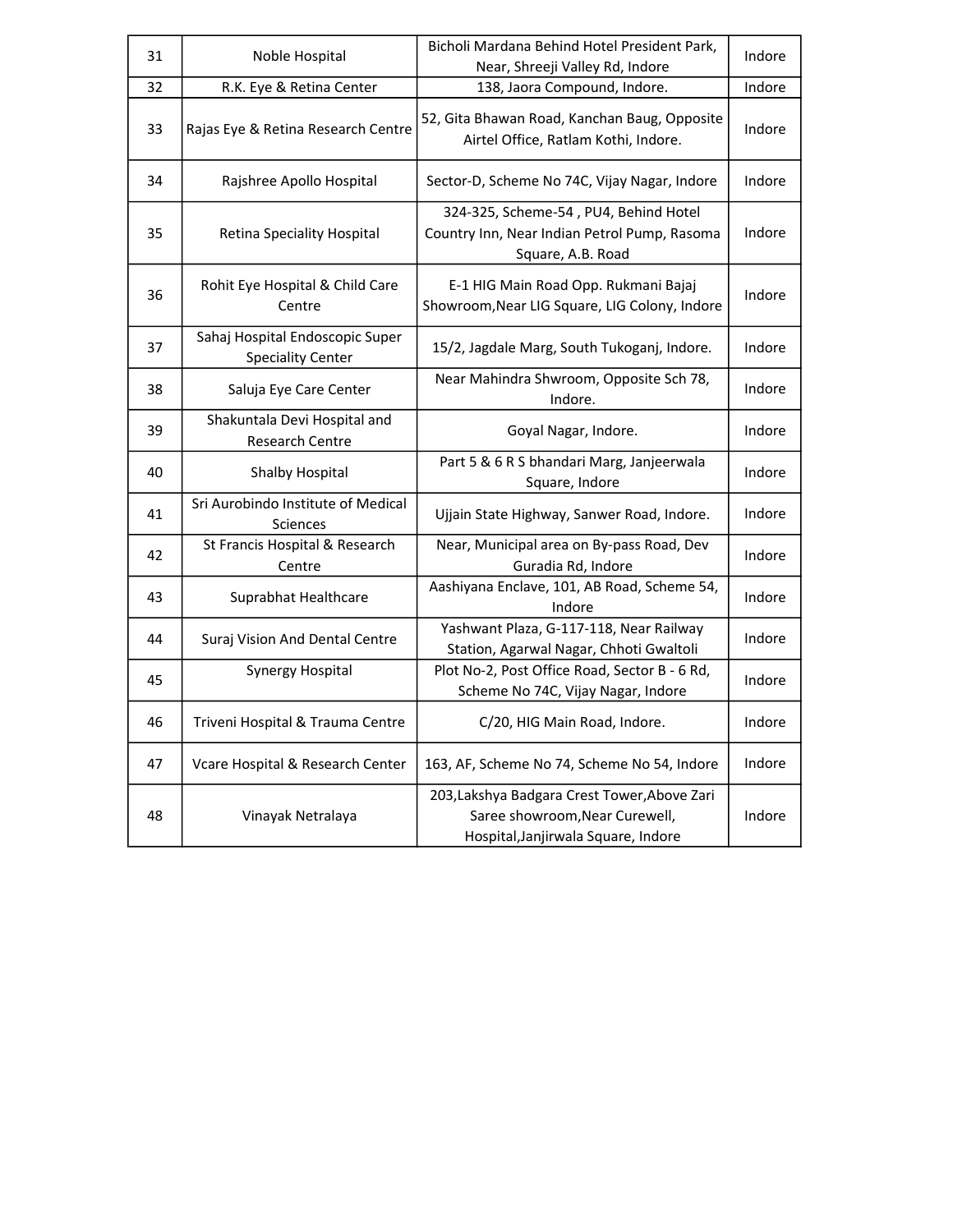| | | | |
|---|---|---|---|
| 31 | Noble Hospital | Bicholi Mardana Behind Hotel President Park, Near, Shreeji Valley Rd, Indore | Indore |
| 32 | R.K. Eye & Retina Center | 138, Jaora Compound, Indore. | Indore |
| 33 | Rajas Eye & Retina Research Centre | 52, Gita Bhawan Road, Kanchan Baug, Opposite Airtel Office, Ratlam Kothi, Indore. | Indore |
| 34 | Rajshree Apollo Hospital | Sector-D, Scheme No 74C, Vijay Nagar, Indore | Indore |
| 35 | Retina Speciality Hospital | 324-325, Scheme-54 , PU4, Behind Hotel Country Inn, Near Indian Petrol Pump, Rasoma Square, A.B. Road | Indore |
| 36 | Rohit Eye Hospital & Child Care Centre | E-1 HIG Main Road Opp. Rukmani Bajaj Showroom,Near LIG Square, LIG Colony, Indore | Indore |
| 37 | Sahaj Hospital Endoscopic Super Speciality Center | 15/2, Jagdale Marg, South Tukoganj, Indore. | Indore |
| 38 | Saluja Eye Care Center | Near Mahindra Shwroom, Opposite Sch 78, Indore. | Indore |
| 39 | Shakuntala Devi Hospital and Research Centre | Goyal Nagar, Indore. | Indore |
| 40 | Shalby Hospital | Part 5 & 6 R S bhandari Marg, Janjeerwala Square, Indore | Indore |
| 41 | Sri Aurobindo Institute of Medical Sciences | Ujjain State Highway, Sanwer Road, Indore. | Indore |
| 42 | St Francis Hospital & Research Centre | Near, Municipal area on By-pass Road, Dev Guradia Rd, Indore | Indore |
| 43 | Suprabhat Healthcare | Aashiyana Enclave, 101, AB Road, Scheme 54, Indore | Indore |
| 44 | Suraj Vision And Dental Centre | Yashwant Plaza, G-117-118, Near Railway Station, Agarwal Nagar, Chhoti Gwaltoli | Indore |
| 45 | Synergy Hospital | Plot No-2, Post Office Road, Sector B - 6 Rd, Scheme No 74C, Vijay Nagar, Indore | Indore |
| 46 | Triveni Hospital & Trauma Centre | C/20, HIG Main Road, Indore. | Indore |
| 47 | Vcare Hospital & Research Center | 163, AF, Scheme No 74, Scheme No 54, Indore | Indore |
| 48 | Vinayak Netralaya | 203,Lakshya Badgara Crest Tower,Above Zari Saree showroom,Near Curewell, Hospital,Janjirwala Square, Indore | Indore |